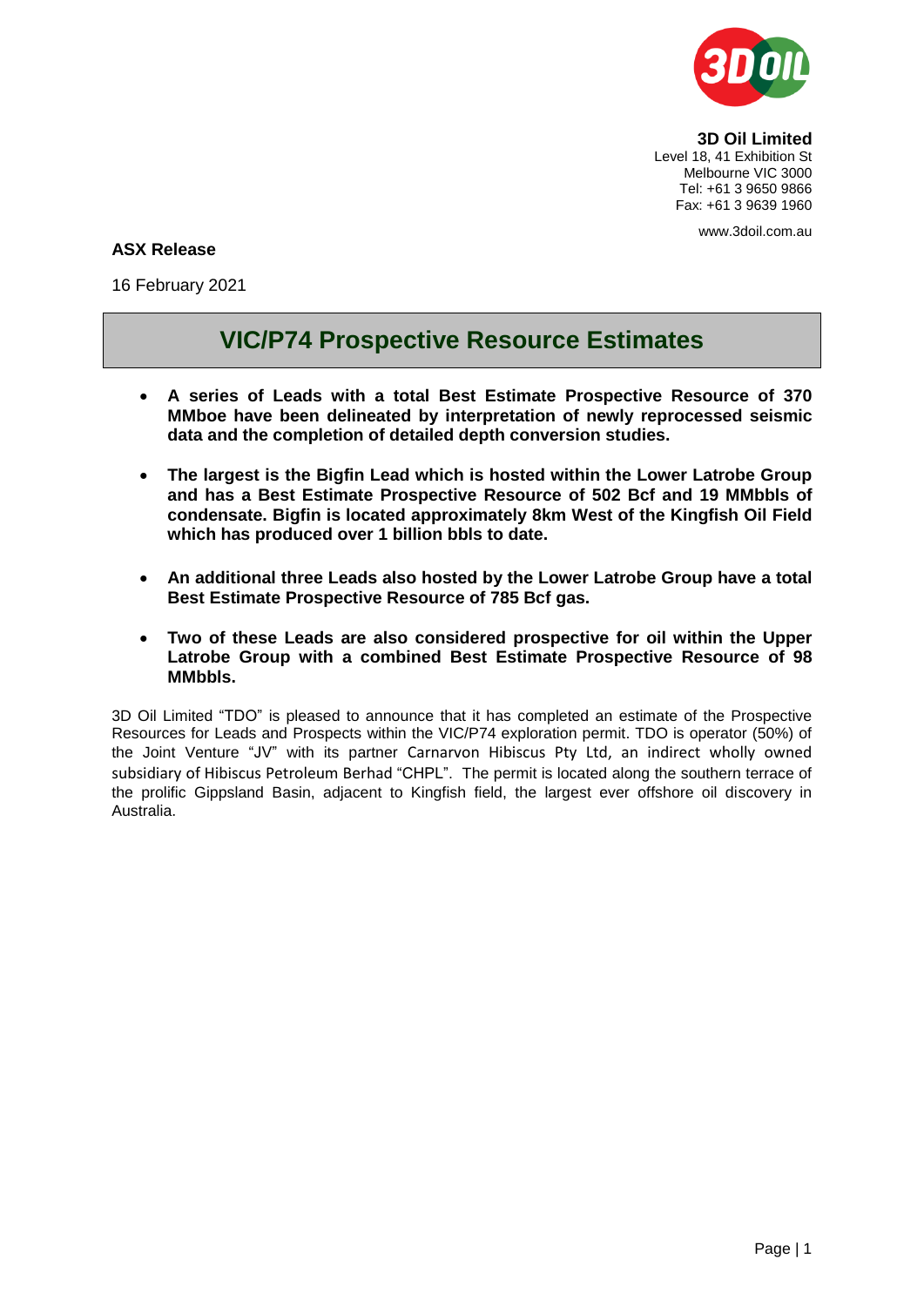**3D Oil Limited**
Level 18, 41 Exhibition St
Melbourne VIC 3000
Tel: +61 3 9650 9866
Fax: +61 3 9639 1960

www.3doil.com.au

**ASX Release**

16 February 2021

# VIC/P74 Prospective Resource Estimates

- **A series of Leads with a total Best Estimate Prospective Resource of 370 MMboe have been delineated by interpretation of newly reprocessed seismic data and the completion of detailed depth conversion studies.**
- **The largest is the Bigfin Lead which is hosted within the Lower Latrobe Group and has a Best Estimate Prospective Resource of 502 Bcf and 19 MMbbls of condensate. Bigfin is located approximately 8km West of the Kingfish Oil Field which has produced over 1 billion bbls to date.**
- **An additional three Leads also hosted by the Lower Latrobe Group have a total Best Estimate Prospective Resource of 785 Bcf gas.**
- **Two of these Leads are also considered prospective for oil within the Upper Latrobe Group with a combined Best Estimate Prospective Resource of 98 MMbbls.**

3D Oil Limited "TDO" is pleased to announce that it has completed an estimate of the Prospective Resources for Leads and Prospects within the VIC/P74 exploration permit. TDO is operator (50%) of the Joint Venture "JV" with its partner Carnarvon Hibiscus Pty Ltd, an indirect wholly owned subsidiary of Hibiscus Petroleum Berhad "CHPL". The permit is located along the southern terrace of the prolific Gippsland Basin, adjacent to Kingfish field, the largest ever offshore oil discovery in Australia.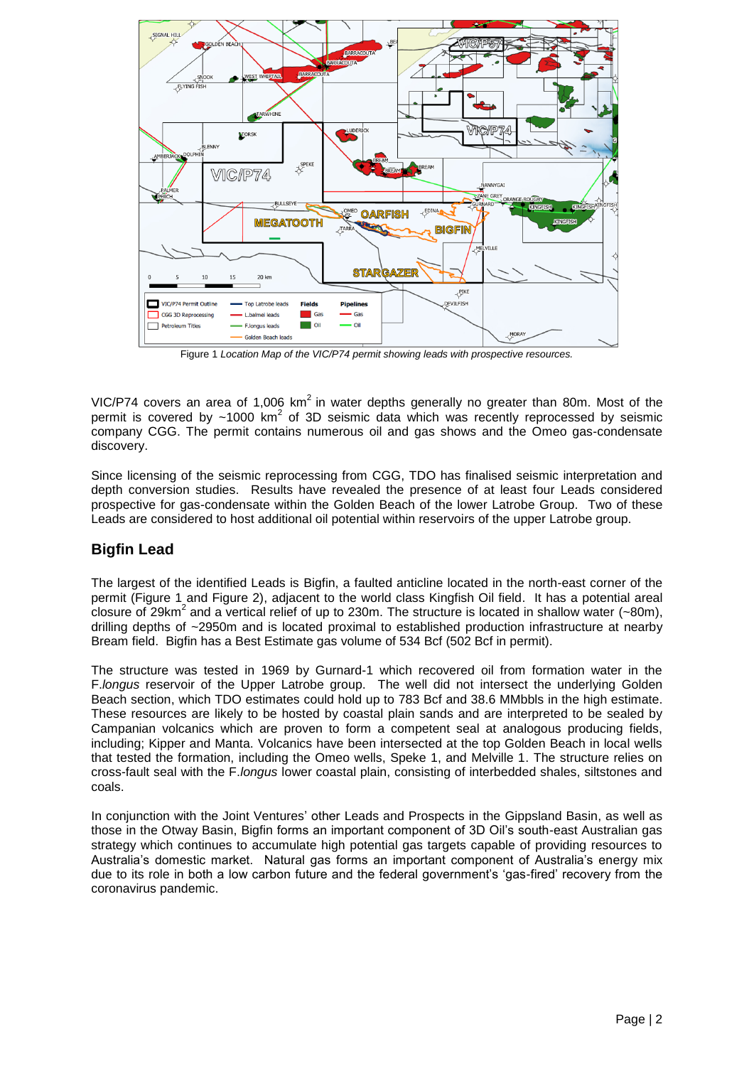Figure 1 *Location Map of the VIC/P74 permit showing leads with prospective resources.*

VIC/P74 covers an area of 1,006 km$^2$ in water depths generally no greater than 80m. Most of the permit is covered by ~1000 km$^2$ of 3D seismic data which was recently reprocessed by seismic company CGG. The permit contains numerous oil and gas shows and the Omeo gas-condensate discovery.

Since licensing of the seismic reprocessing from CGG, TDO has finalised seismic interpretation and depth conversion studies. Results have revealed the presence of at least four Leads considered prospective for gas-condensate within the Golden Beach of the lower Latrobe Group. Two of these Leads are considered to host additional oil potential within reservoirs of the upper Latrobe group.

## Bigfin Lead

The largest of the identified Leads is Bigfin, a faulted anticline located in the north-east corner of the permit (Figure 1 and Figure 2), adjacent to the world class Kingfish Oil field. It has a potential areal closure of 29km$^2$ and a vertical relief of up to 230m. The structure is located in shallow water (~80m), drilling depths of ~2950m and is located proximal to established production infrastructure at nearby Bream field. Bigfin has a Best Estimate gas volume of 534 Bcf (502 Bcf in permit).

The structure was tested in 1969 by Gurnard-1 which recovered oil from formation water in the F.*longus* reservoir of the Upper Latrobe group. The well did not intersect the underlying Golden Beach section, which TDO estimates could hold up to 783 Bcf and 38.6 MMbbls in the high estimate. These resources are likely to be hosted by coastal plain sands and are interpreted to be sealed by Campanian volcanics which are proven to form a competent seal at analogous producing fields, including; Kipper and Manta. Volcanics have been intersected at the top Golden Beach in local wells that tested the formation, including the Omeo wells, Speke 1, and Melville 1. The structure relies on cross-fault seal with the F.*longus* lower coastal plain, consisting of interbedded shales, siltstones and coals.

In conjunction with the Joint Ventures' other Leads and Prospects in the Gippsland Basin, as well as those in the Otway Basin, Bigfin forms an important component of 3D Oil's south-east Australian gas strategy which continues to accumulate high potential gas targets capable of providing resources to Australia's domestic market. Natural gas forms an important component of Australia's energy mix due to its role in both a low carbon future and the federal government's 'gas-fired' recovery from the coronavirus pandemic.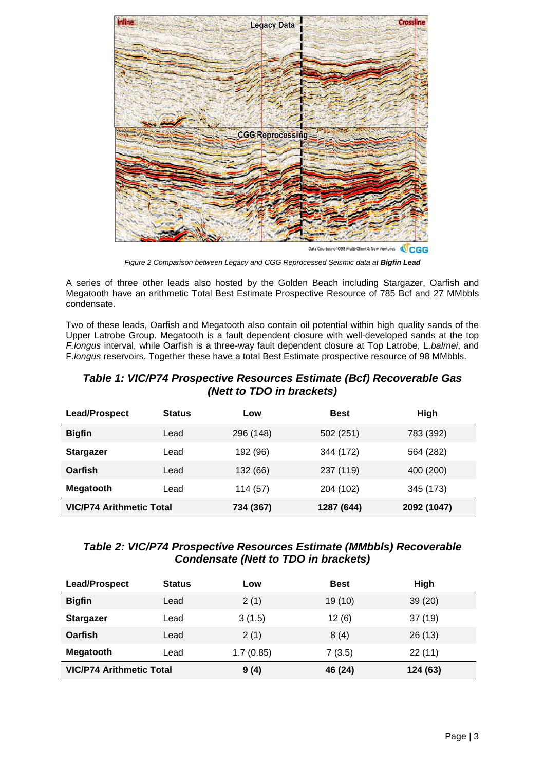*Figure 2 Comparison between Legacy and CGG Reprocessed Seismic data at **Bigfin Lead***

A series of three other leads also hosted by the Golden Beach including Stargazer, Oarfish and Megatooth have an arithmetic Total Best Estimate Prospective Resource of 785 Bcf and 27 MMbbls condensate.

Two of these leads, Oarfish and Megatooth also contain oil potential within high quality sands of the Upper Latrobe Group. Megatooth is a fault dependent closure with well-developed sands at the top *F.longus* interval, while Oarfish is a three-way fault dependent closure at Top Latrobe, L.*balmei*, and F.*longus* reservoirs. Together these have a total Best Estimate prospective resource of 98 MMbbls.

### *Table 1: VIC/P74 Prospective Resources Estimate (Bcf) Recoverable Gas (Nett to TDO in brackets)*

| Lead/Prospect | Status | Low | Best | High |
|---|---|---|---|---|
| **Bigfin** | Lead | 296 (148) | 502 (251) | 783 (392) |
| **Stargazer** | Lead | 192 (96) | 344 (172) | 564 (282) |
| **Oarfish** | Lead | 132 (66) | 237 (119) | 400 (200) |
| **Megatooth** | Lead | 114 (57) | 204 (102) | 345 (173) |
| **VIC/P74 Arithmetic Total** | | **734 (367)** | **1287 (644)** | **2092 (1047)** |

### *Table 2: VIC/P74 Prospective Resources Estimate (MMbbls) Recoverable Condensate (Nett to TDO in brackets)*

| Lead/Prospect | Status | Low | Best | High |
|---|---|---|---|---|
| **Bigfin** | Lead | 2 (1) | 19 (10) | 39 (20) |
| **Stargazer** | Lead | 3 (1.5) | 12 (6) | 37 (19) |
| **Oarfish** | Lead | 2 (1) | 8 (4) | 26 (13) |
| **Megatooth** | Lead | 1.7 (0.85) | 7 (3.5) | 22 (11) |
| **VIC/P74 Arithmetic Total** | | **9 (4)** | **46 (24)** | **124 (63)** |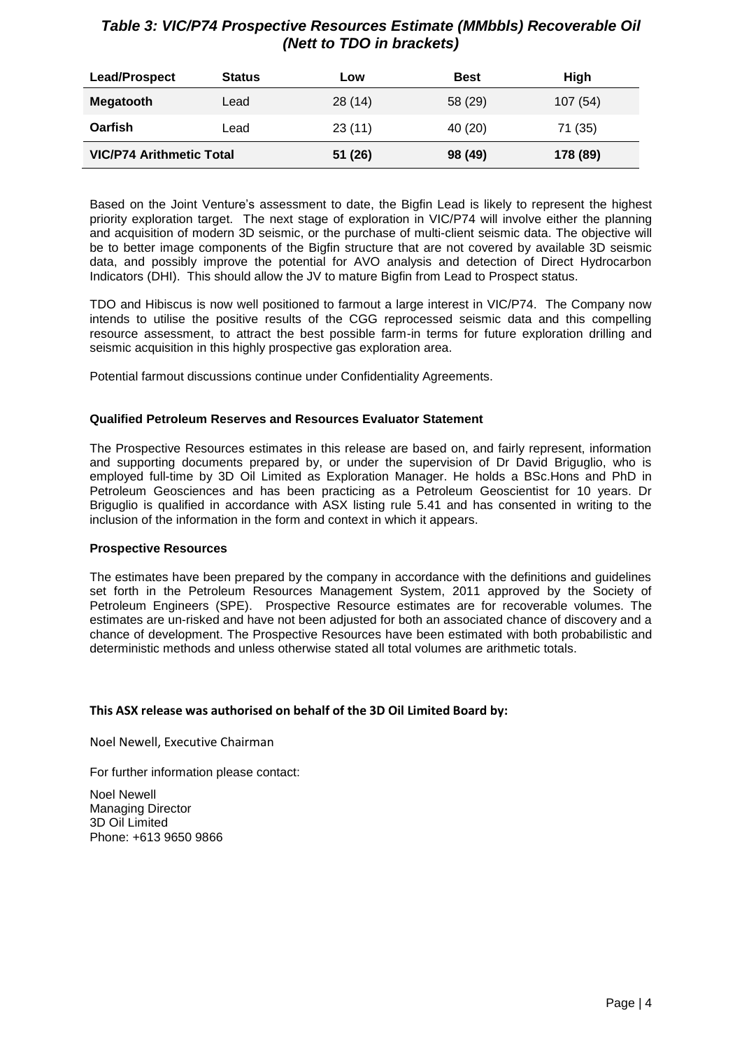***Table 3: VIC/P74 Prospective Resources Estimate (MMbbls) Recoverable Oil (Nett to TDO in brackets)***

| Lead/Prospect | Status | Low | Best | High |
|---|---|---|---|---|
| **Megatooth** | Lead | 28 (14) | 58 (29) | 107 (54) |
| **Oarfish** | Lead | 23 (11) | 40 (20) | 71 (35) |
| **VIC/P74 Arithmetic Total** | | **51 (26)** | **98 (49)** | **178 (89)** |

Based on the Joint Venture's assessment to date, the Bigfin Lead is likely to represent the highest priority exploration target. The next stage of exploration in VIC/P74 will involve either the planning and acquisition of modern 3D seismic, or the purchase of multi-client seismic data. The objective will be to better image components of the Bigfin structure that are not covered by available 3D seismic data, and possibly improve the potential for AVO analysis and detection of Direct Hydrocarbon Indicators (DHI). This should allow the JV to mature Bigfin from Lead to Prospect status.

TDO and Hibiscus is now well positioned to farmout a large interest in VIC/P74. The Company now intends to utilise the positive results of the CGG reprocessed seismic data and this compelling resource assessment, to attract the best possible farm-in terms for future exploration drilling and seismic acquisition in this highly prospective gas exploration area.

Potential farmout discussions continue under Confidentiality Agreements.

**Qualified Petroleum Reserves and Resources Evaluator Statement**

The Prospective Resources estimates in this release are based on, and fairly represent, information and supporting documents prepared by, or under the supervision of Dr David Briguglio, who is employed full-time by 3D Oil Limited as Exploration Manager. He holds a BSc.Hons and PhD in Petroleum Geosciences and has been practicing as a Petroleum Geoscientist for 10 years. Dr Briguglio is qualified in accordance with ASX listing rule 5.41 and has consented in writing to the inclusion of the information in the form and context in which it appears.

**Prospective Resources**

The estimates have been prepared by the company in accordance with the definitions and guidelines set forth in the Petroleum Resources Management System, 2011 approved by the Society of Petroleum Engineers (SPE). Prospective Resource estimates are for recoverable volumes. The estimates are un-risked and have not been adjusted for both an associated chance of discovery and a chance of development. The Prospective Resources have been estimated with both probabilistic and deterministic methods and unless otherwise stated all total volumes are arithmetic totals.

**This ASX release was authorised on behalf of the 3D Oil Limited Board by:**

Noel Newell, Executive Chairman

For further information please contact:

Noel Newell
Managing Director
3D Oil Limited
Phone: +613 9650 9866